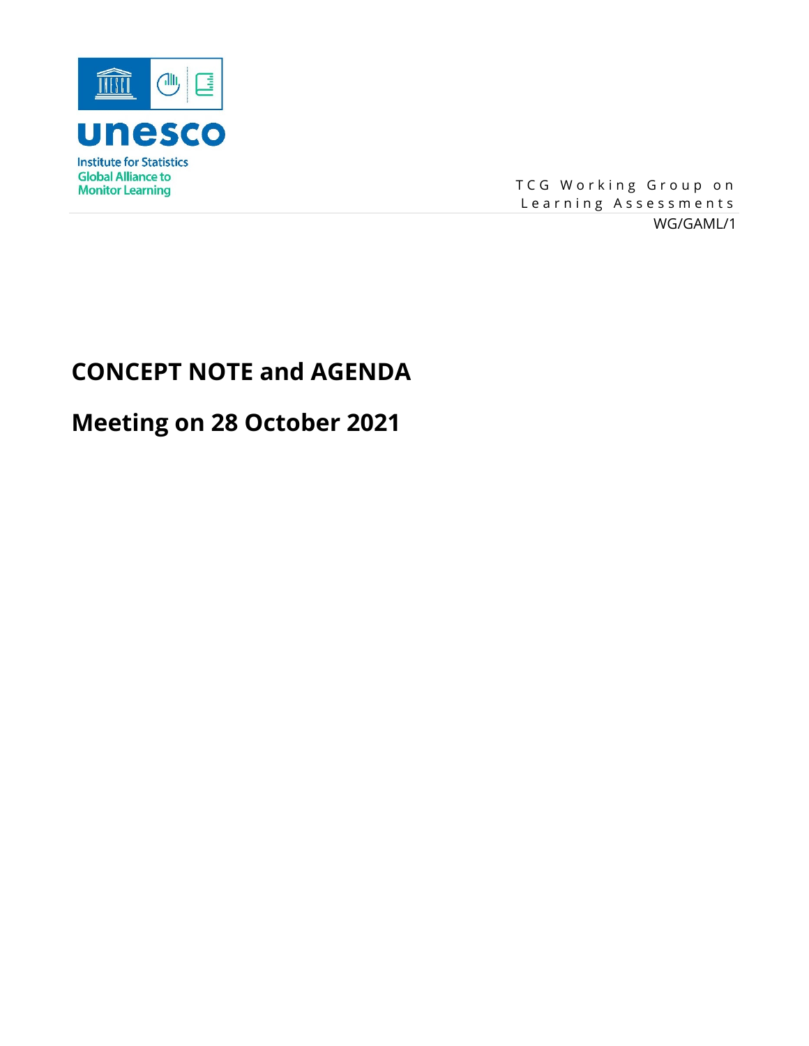unesco

Institute for Statistics
Global Alliance to
Monitor Learning

TCG Working Group on Learning Assessments

WG/GAML/1

# CONCEPT NOTE and AGENDA

# Meeting on 28 October 2021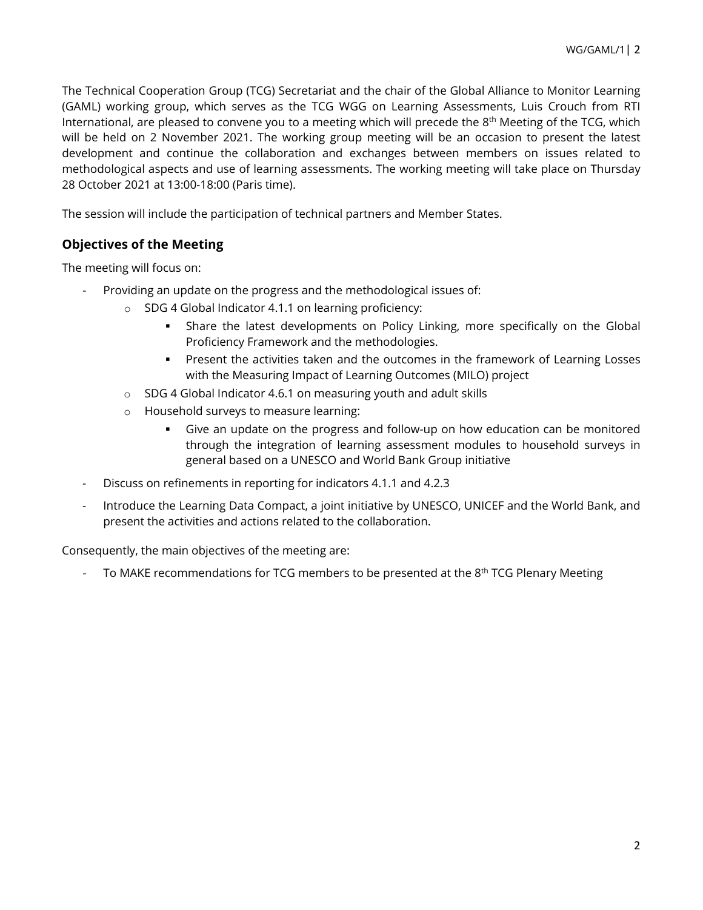The Technical Cooperation Group (TCG) Secretariat and the chair of the Global Alliance to Monitor Learning (GAML) working group, which serves as the TCG WGG on Learning Assessments, Luis Crouch from RTI International, are pleased to convene you to a meeting which will precede the 8th Meeting of the TCG, which will be held on 2 November 2021. The working group meeting will be an occasion to present the latest development and continue the collaboration and exchanges between members on issues related to methodological aspects and use of learning assessments. The working meeting will take place on Thursday 28 October 2021 at 13:00-18:00 (Paris time).

The session will include the participation of technical partners and Member States.

## Objectives of the Meeting

The meeting will focus on:

- Providing an update on the progress and the methodological issues of:
  - SDG 4 Global Indicator 4.1.1 on learning proficiency:
    - Share the latest developments on Policy Linking, more specifically on the Global Proficiency Framework and the methodologies.
    - Present the activities taken and the outcomes in the framework of Learning Losses with the Measuring Impact of Learning Outcomes (MILO) project
  - SDG 4 Global Indicator 4.6.1 on measuring youth and adult skills
  - Household surveys to measure learning:
    - Give an update on the progress and follow-up on how education can be monitored through the integration of learning assessment modules to household surveys in general based on a UNESCO and World Bank Group initiative
- Discuss on refinements in reporting for indicators 4.1.1 and 4.2.3
- Introduce the Learning Data Compact, a joint initiative by UNESCO, UNICEF and the World Bank, and present the activities and actions related to the collaboration.

Consequently, the main objectives of the meeting are:

- To MAKE recommendations for TCG members to be presented at the 8th TCG Plenary Meeting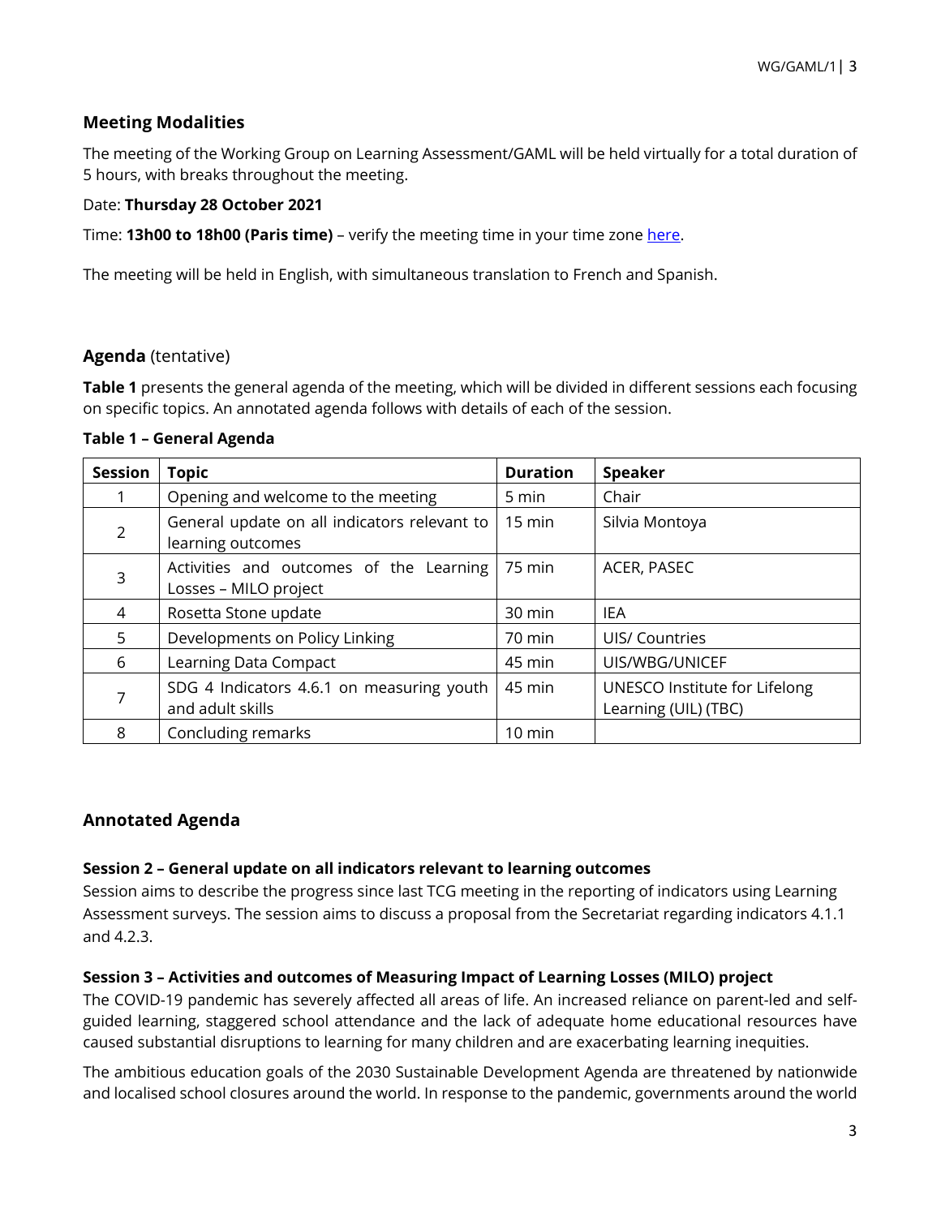## Meeting Modalities

The meeting of the Working Group on Learning Assessment/GAML will be held virtually for a total duration of 5 hours, with breaks throughout the meeting.

Date: **Thursday 28 October 2021**

Time: **13h00 to 18h00 (Paris time)** – verify the meeting time in your time zone here.

The meeting will be held in English, with simultaneous translation to French and Spanish.

## Agenda (tentative)

**Table 1** presents the general agenda of the meeting, which will be divided in different sessions each focusing on specific topics. An annotated agenda follows with details of each of the session.

**Table 1 – General Agenda**

| Session | Topic | Duration | Speaker |
|---|---|---|---|
| 1 | Opening and welcome to the meeting | 5 min | Chair |
| 2 | General update on all indicators relevant to learning outcomes | 15 min | Silvia Montoya |
| 3 | Activities and outcomes of the Learning Losses – MILO project | 75 min | ACER, PASEC |
| 4 | Rosetta Stone update | 30 min | IEA |
| 5 | Developments on Policy Linking | 70 min | UIS/ Countries |
| 6 | Learning Data Compact | 45 min | UIS/WBG/UNICEF |
| 7 | SDG 4 Indicators 4.6.1 on measuring youth and adult skills | 45 min | UNESCO Institute for Lifelong Learning (UIL) (TBC) |
| 8 | Concluding remarks | 10 min | |

## Annotated Agenda

### Session 2 – General update on all indicators relevant to learning outcomes

Session aims to describe the progress since last TCG meeting in the reporting of indicators using Learning Assessment surveys. The session aims to discuss a proposal from the Secretariat regarding indicators 4.1.1 and 4.2.3.

### Session 3 – Activities and outcomes of Measuring Impact of Learning Losses (MILO) project

The COVID-19 pandemic has severely affected all areas of life. An increased reliance on parent-led and self-guided learning, staggered school attendance and the lack of adequate home educational resources have caused substantial disruptions to learning for many children and are exacerbating learning inequities.

The ambitious education goals of the 2030 Sustainable Development Agenda are threatened by nationwide and localised school closures around the world. In response to the pandemic, governments around the world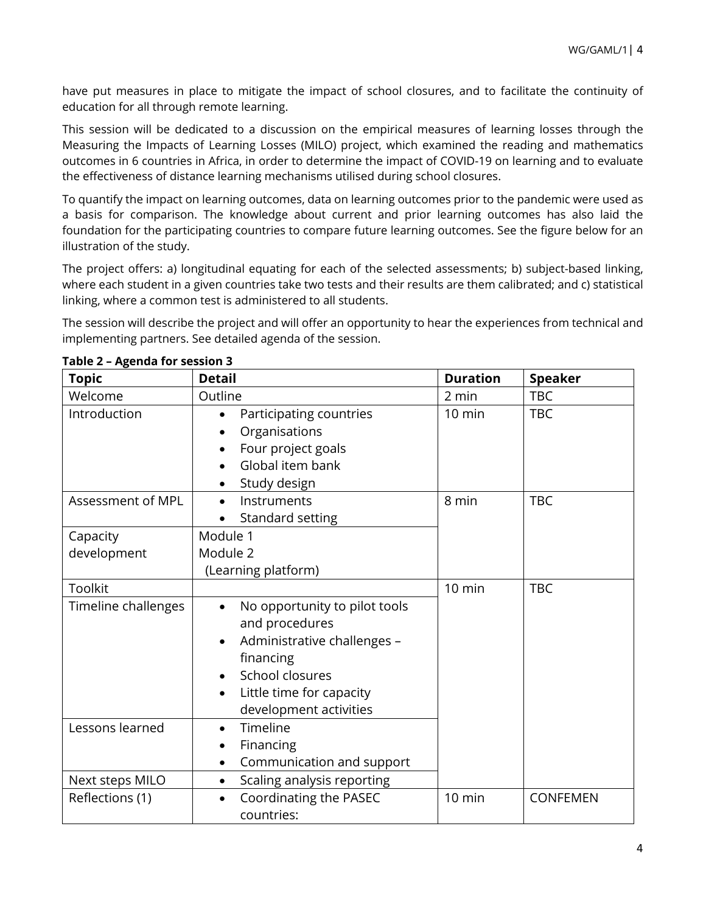have put measures in place to mitigate the impact of school closures, and to facilitate the continuity of education for all through remote learning.

This session will be dedicated to a discussion on the empirical measures of learning losses through the Measuring the Impacts of Learning Losses (MILO) project, which examined the reading and mathematics outcomes in 6 countries in Africa, in order to determine the impact of COVID-19 on learning and to evaluate the effectiveness of distance learning mechanisms utilised during school closures.

To quantify the impact on learning outcomes, data on learning outcomes prior to the pandemic were used as a basis for comparison. The knowledge about current and prior learning outcomes has also laid the foundation for the participating countries to compare future learning outcomes. See the figure below for an illustration of the study.

The project offers: a) longitudinal equating for each of the selected assessments; b) subject-based linking, where each student in a given countries take two tests and their results are them calibrated; and c) statistical linking, where a common test is administered to all students.

The session will describe the project and will offer an opportunity to hear the experiences from technical and implementing partners. See detailed agenda of the session.

**Table 2 – Agenda for session 3**

| Topic | Detail | Duration | Speaker |
|---|---|---|---|
| Welcome | Outline | 2 min | TBC |
| Introduction | • Participating countries<br>• Organisations<br>• Four project goals<br>• Global item bank<br>• Study design | 10 min | TBC |
| Assessment of MPL | • Instruments<br>• Standard setting | 8 min | TBC |
| Capacity development | Module 1<br>Module 2<br>(Learning platform) | | |
| Toolkit | | 10 min | TBC |
| Timeline challenges | • No opportunity to pilot tools and procedures<br>• Administrative challenges – financing<br>• School closures<br>• Little time for capacity development activities | | |
| Lessons learned | • Timeline<br>• Financing<br>• Communication and support | | |
| Next steps MILO | • Scaling analysis reporting | | |
| Reflections (1) | • Coordinating the PASEC countries: | 10 min | CONFEMEN |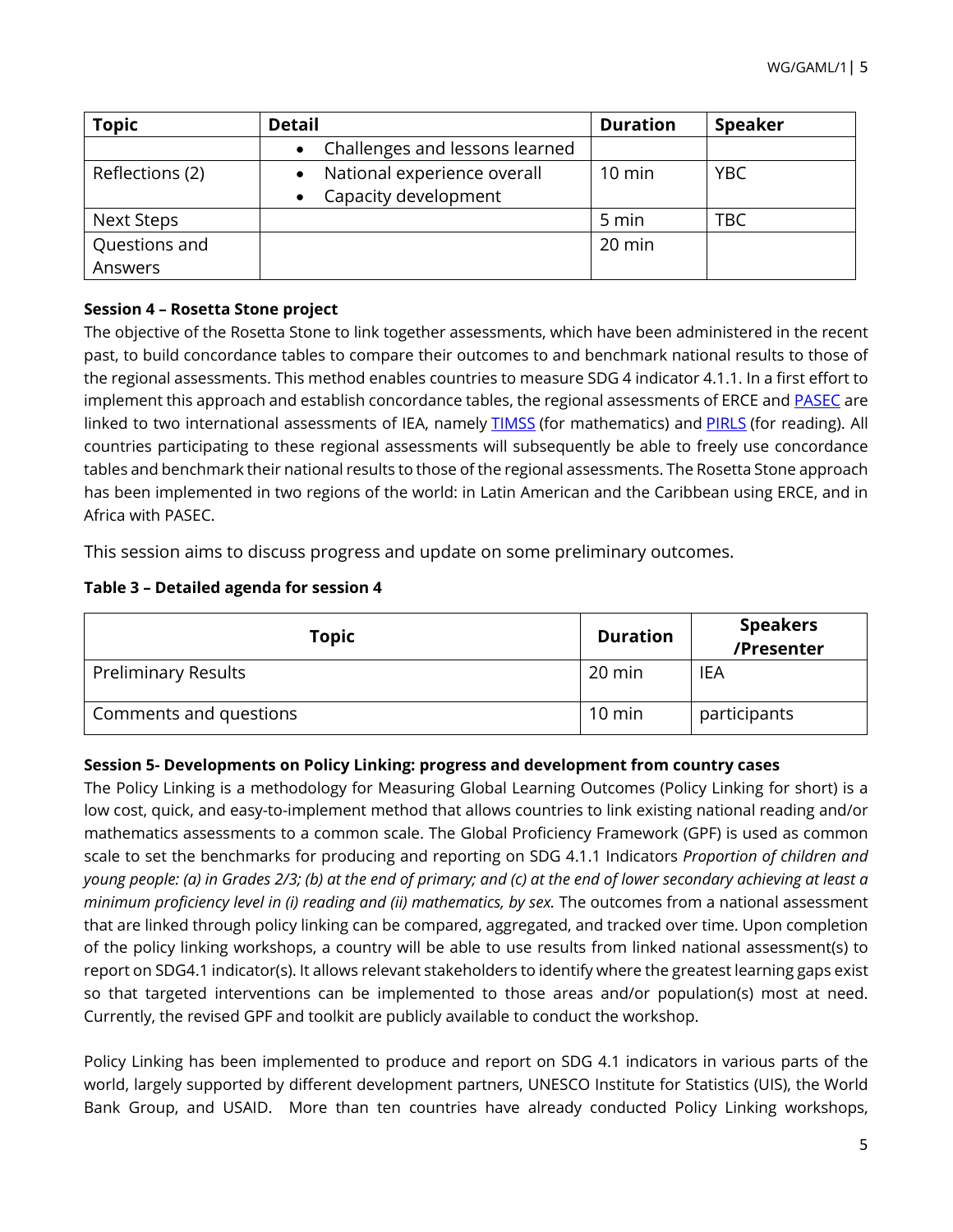| Topic | Detail | Duration | Speaker |
|---|---|---|---|
| | • Challenges and lessons learned | | |
| Reflections (2) | • National experience overall<br>• Capacity development | 10 min | YBC |
| Next Steps | | 5 min | TBC |
| Questions and Answers | | 20 min | |

**Session 4 – Rosetta Stone project**

The objective of the Rosetta Stone to link together assessments, which have been administered in the recent past, to build concordance tables to compare their outcomes to and benchmark national results to those of the regional assessments. This method enables countries to measure SDG 4 indicator 4.1.1. In a first effort to implement this approach and establish concordance tables, the regional assessments of ERCE and PASEC are linked to two international assessments of IEA, namely TIMSS (for mathematics) and PIRLS (for reading). All countries participating to these regional assessments will subsequently be able to freely use concordance tables and benchmark their national results to those of the regional assessments. The Rosetta Stone approach has been implemented in two regions of the world: in Latin American and the Caribbean using ERCE, and in Africa with PASEC.

This session aims to discuss progress and update on some preliminary outcomes.

**Table 3 – Detailed agenda for session 4**

| Topic | Duration | Speakers /Presenter |
|---|---|---|
| Preliminary Results | 20 min | IEA |
| Comments and questions | 10 min | participants |

**Session 5- Developments on Policy Linking: progress and development from country cases**

The Policy Linking is a methodology for Measuring Global Learning Outcomes (Policy Linking for short) is a low cost, quick, and easy-to-implement method that allows countries to link existing national reading and/or mathematics assessments to a common scale. The Global Proficiency Framework (GPF) is used as common scale to set the benchmarks for producing and reporting on SDG 4.1.1 Indicators *Proportion of children and young people: (a) in Grades 2/3; (b) at the end of primary; and (c) at the end of lower secondary achieving at least a minimum proficiency level in (i) reading and (ii) mathematics, by sex.* The outcomes from a national assessment that are linked through policy linking can be compared, aggregated, and tracked over time. Upon completion of the policy linking workshops, a country will be able to use results from linked national assessment(s) to report on SDG4.1 indicator(s). It allows relevant stakeholders to identify where the greatest learning gaps exist so that targeted interventions can be implemented to those areas and/or population(s) most at need. Currently, the revised GPF and toolkit are publicly available to conduct the workshop.

Policy Linking has been implemented to produce and report on SDG 4.1 indicators in various parts of the world, largely supported by different development partners, UNESCO Institute for Statistics (UIS), the World Bank Group, and USAID. More than ten countries have already conducted Policy Linking workshops,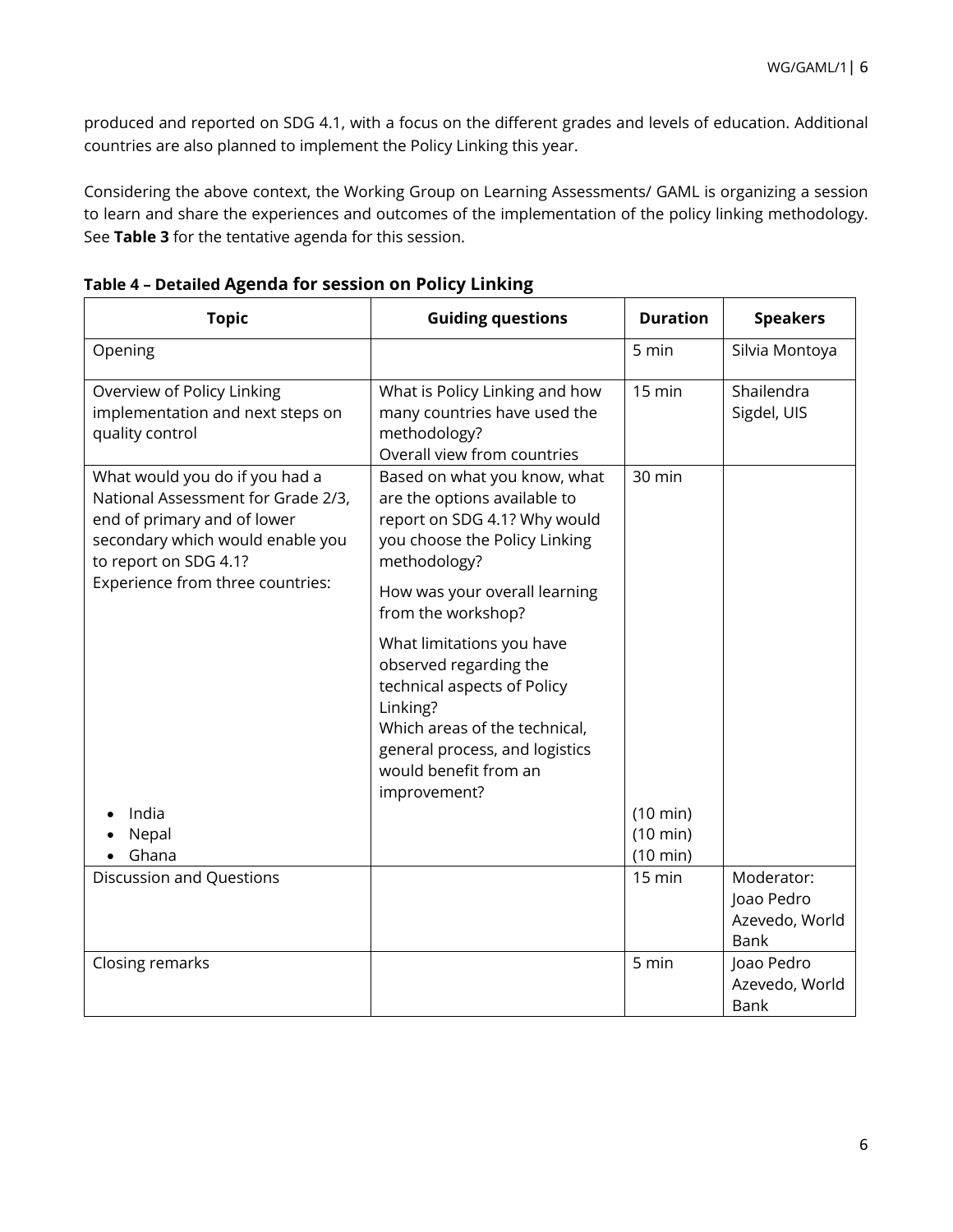produced and reported on SDG 4.1, with a focus on the different grades and levels of education. Additional countries are also planned to implement the Policy Linking this year.

Considering the above context, the Working Group on Learning Assessments/ GAML is organizing a session to learn and share the experiences and outcomes of the implementation of the policy linking methodology. See **Table 3** for the tentative agenda for this session.

**Table 4 – Detailed Agenda for session on Policy Linking**

| Topic | Guiding questions | Duration | Speakers |
|---|---|---|---|
| Opening | | 5 min | Silvia Montoya |
| Overview of Policy Linking implementation and next steps on quality control | What is Policy Linking and how many countries have used the methodology?<br>Overall view from countries | 15 min | Shailendra Sigdel, UIS |
| What would you do if you had a National Assessment for Grade 2/3, end of primary and of lower secondary which would enable you to report on SDG 4.1?<br>Experience from three countries:<br>• India<br>• Nepal<br>• Ghana | Based on what you know, what are the options available to report on SDG 4.1? Why would you choose the Policy Linking methodology?<br>How was your overall learning from the workshop?<br>What limitations you have observed regarding the technical aspects of Policy Linking?<br>Which areas of the technical, general process, and logistics would benefit from an improvement? | 30 min<br>(10 min)<br>(10 min)<br>(10 min) | |
| Discussion and Questions | | 15 min | Moderator: Joao Pedro Azevedo, World Bank |
| Closing remarks | | 5 min | Joao Pedro Azevedo, World Bank |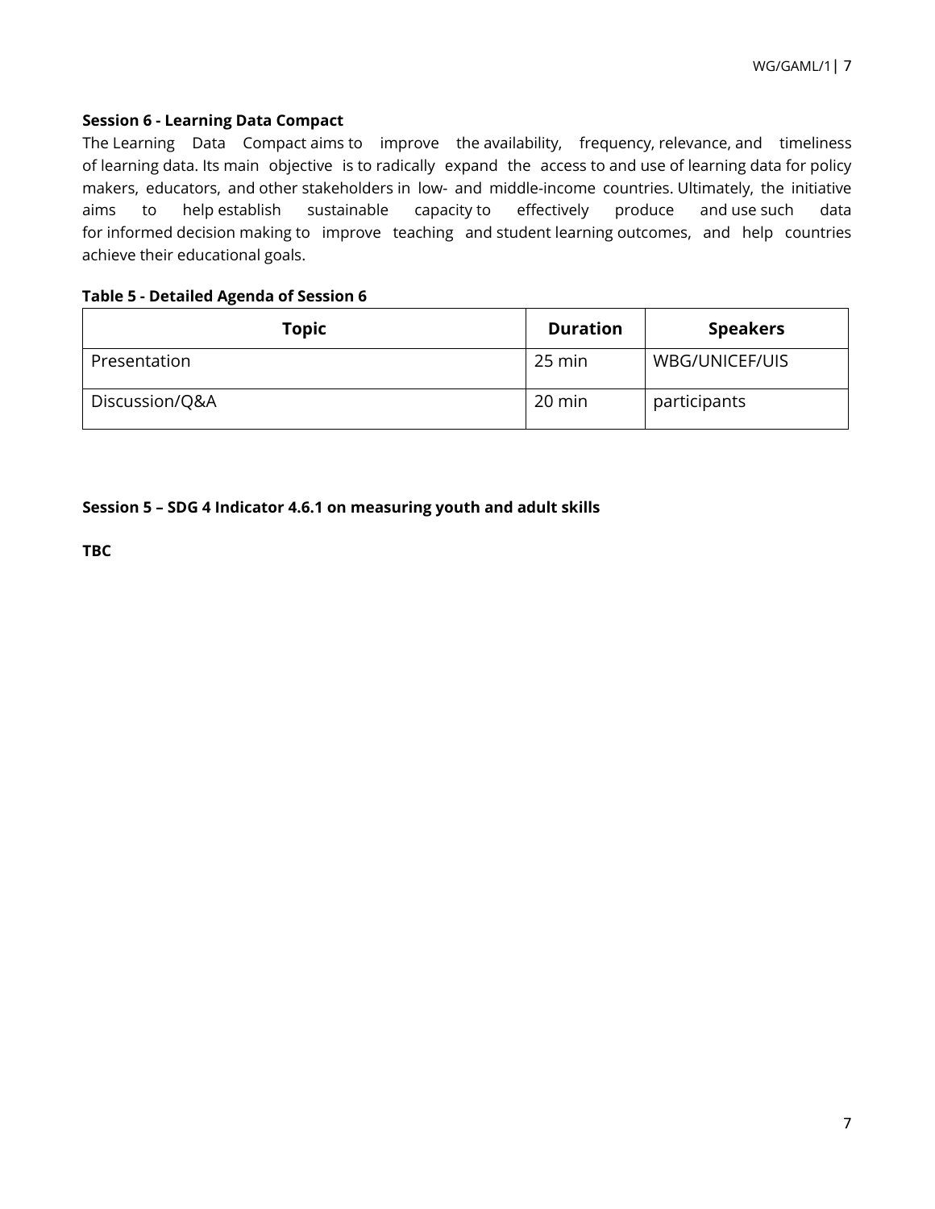**Session 6 - Learning Data Compact**

The Learning Data Compact aims to improve the availability, frequency, relevance, and timeliness of learning data. Its main objective is to radically expand the access to and use of learning data for policy makers, educators, and other stakeholders in low- and middle-income countries. Ultimately, the initiative aims to help establish sustainable capacity to effectively produce and use such data for informed decision making to improve teaching and student learning outcomes, and help countries achieve their educational goals.

**Table 5 - Detailed Agenda of Session 6**

| Topic | Duration | Speakers |
|---|---|---|
| Presentation | 25 min | WBG/UNICEF/UIS |
| Discussion/Q&A | 20 min | participants |

**Session 5 – SDG 4 Indicator 4.6.1 on measuring youth and adult skills**

**TBC**